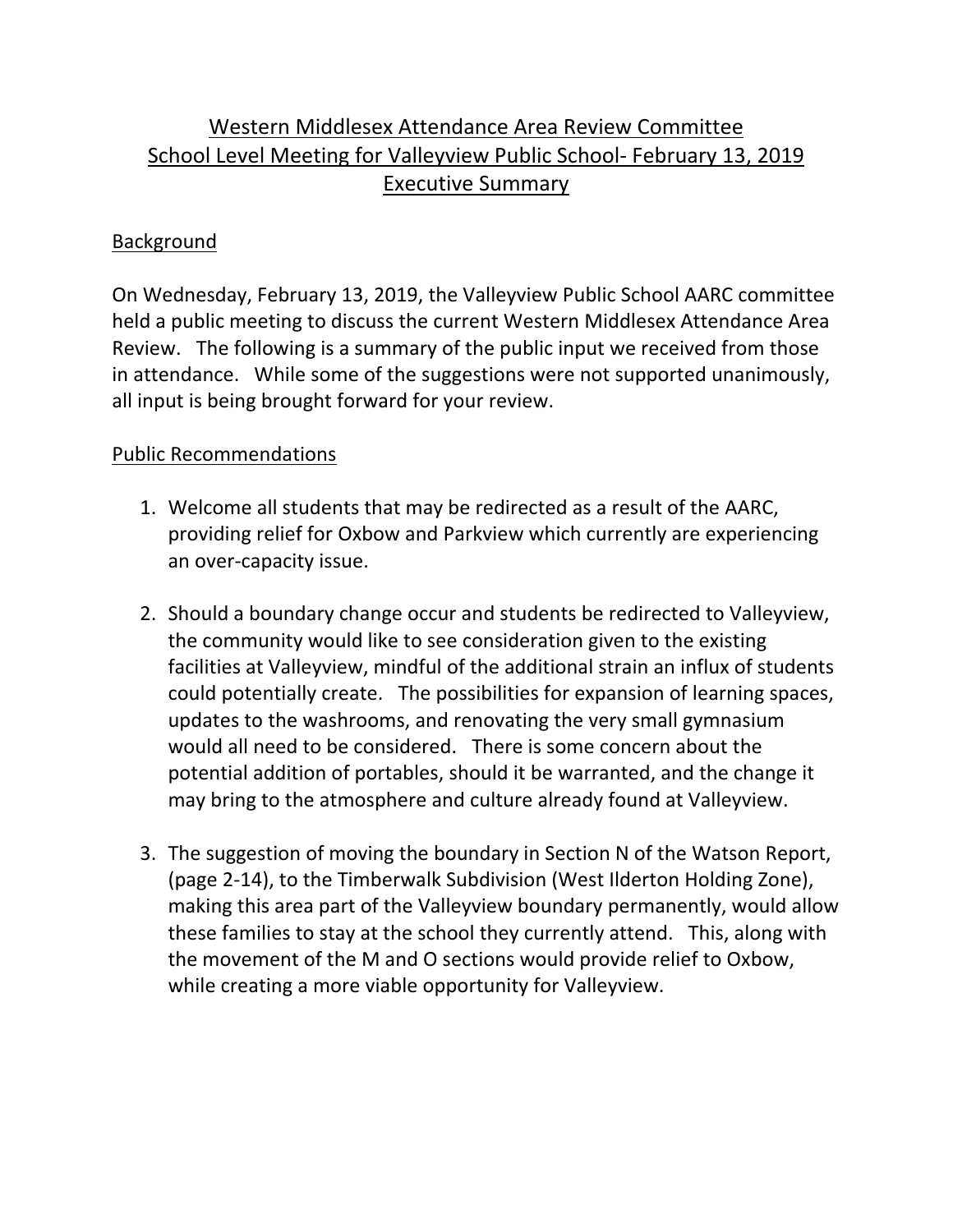# Western Middlesex Attendance Area Review Committee
# School Level Meeting for Valleyview Public School- February 13, 2019
# Executive Summary

## Background

On Wednesday, February 13, 2019, the Valleyview Public School AARC committee held a public meeting to discuss the current Western Middlesex Attendance Area Review. The following is a summary of the public input we received from those in attendance. While some of the suggestions were not supported unanimously, all input is being brought forward for your review.

## Public Recommendations

1. Welcome all students that may be redirected as a result of the AARC, providing relief for Oxbow and Parkview which currently are experiencing an over-capacity issue.

2. Should a boundary change occur and students be redirected to Valleyview, the community would like to see consideration given to the existing facilities at Valleyview, mindful of the additional strain an influx of students could potentially create. The possibilities for expansion of learning spaces, updates to the washrooms, and renovating the very small gymnasium would all need to be considered. There is some concern about the potential addition of portables, should it be warranted, and the change it may bring to the atmosphere and culture already found at Valleyview.

3. The suggestion of moving the boundary in Section N of the Watson Report, (page 2-14), to the Timberwalk Subdivision (West Ilderton Holding Zone), making this area part of the Valleyview boundary permanently, would allow these families to stay at the school they currently attend. This, along with the movement of the M and O sections would provide relief to Oxbow, while creating a more viable opportunity for Valleyview.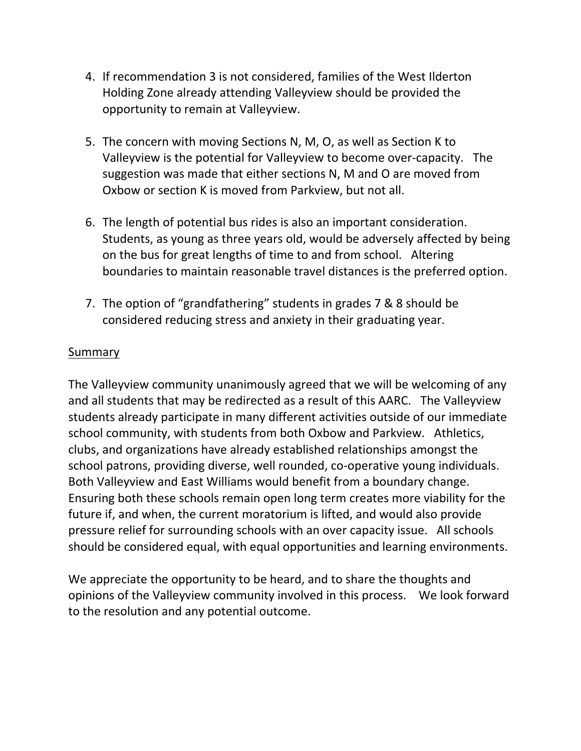4. If recommendation 3 is not considered, families of the West Ilderton Holding Zone already attending Valleyview should be provided the opportunity to remain at Valleyview.

5. The concern with moving Sections N, M, O, as well as Section K to Valleyview is the potential for Valleyview to become over-capacity. The suggestion was made that either sections N, M and O are moved from Oxbow or section K is moved from Parkview, but not all.

6. The length of potential bus rides is also an important consideration. Students, as young as three years old, would be adversely affected by being on the bus for great lengths of time to and from school. Altering boundaries to maintain reasonable travel distances is the preferred option.

7. The option of "grandfathering" students in grades 7 & 8 should be considered reducing stress and anxiety in their graduating year.

<u>Summary</u>

The Valleyview community unanimously agreed that we will be welcoming of any and all students that may be redirected as a result of this AARC. The Valleyview students already participate in many different activities outside of our immediate school community, with students from both Oxbow and Parkview. Athletics, clubs, and organizations have already established relationships amongst the school patrons, providing diverse, well rounded, co-operative young individuals. Both Valleyview and East Williams would benefit from a boundary change. Ensuring both these schools remain open long term creates more viability for the future if, and when, the current moratorium is lifted, and would also provide pressure relief for surrounding schools with an over capacity issue. All schools should be considered equal, with equal opportunities and learning environments.

We appreciate the opportunity to be heard, and to share the thoughts and opinions of the Valleyview community involved in this process. We look forward to the resolution and any potential outcome.